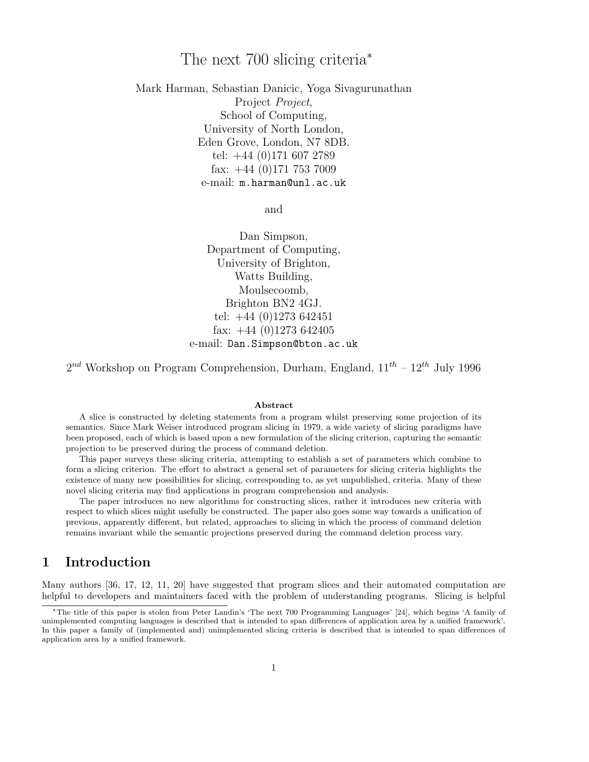# The next 700 slicing criteria*

Mark Harman, Sebastian Danicic, Yoga Sivagurunathan
Project *Project*,
School of Computing,
University of North London,
Eden Grove, London, N7 8DB.
tel: +44 (0)171 607 2789
fax: +44 (0)171 753 7009
e-mail: `m.harman@unl.ac.uk`

and

Dan Simpson,
Department of Computing,
University of Brighton,
Watts Building,
Moulsecoomb,
Brighton BN2 4GJ.
tel: +44 (0)1273 642451
fax: +44 (0)1273 642405
e-mail: `Dan.Simpson@bton.ac.uk`

2nd Workshop on Program Comprehension, Durham, England, 11th – 12th July 1996

**Abstract**

A slice is constructed by deleting statements from a program whilst preserving some projection of its semantics. Since Mark Weiser introduced program slicing in 1979, a wide variety of slicing paradigms have been proposed, each of which is based upon a new formulation of the slicing criterion, capturing the semantic projection to be preserved during the process of command deletion.

This paper surveys these slicing criteria, attempting to establish a set of parameters which combine to form a slicing criterion. The effort to abstract a general set of parameters for slicing criteria highlights the existence of many new possibilities for slicing, corresponding to, as yet unpublished, criteria. Many of these novel slicing criteria may find applications in program comprehension and analysis.

The paper introduces no new algorithms for constructing slices, rather it introduces new criteria with respect to which slices might usefully be constructed. The paper also goes some way towards a unification of previous, apparently different, but related, approaches to slicing in which the process of command deletion remains invariant while the semantic projections preserved during the command deletion process vary.

## 1 Introduction

Many authors [36, 17, 12, 11, 20] have suggested that program slices and their automated computation are helpful to developers and maintainers faced with the problem of understanding programs. Slicing is helpful

*The title of this paper is stolen from Peter Landin's 'The next 700 Programming Languages' [24], which begins 'A family of unimplemented computing languages is described that is intended to span differences of application area by a unified framework'. In this paper a family of (implemented and) unimplemented slicing criteria is described that is intended to span differences of application area by a unified framework.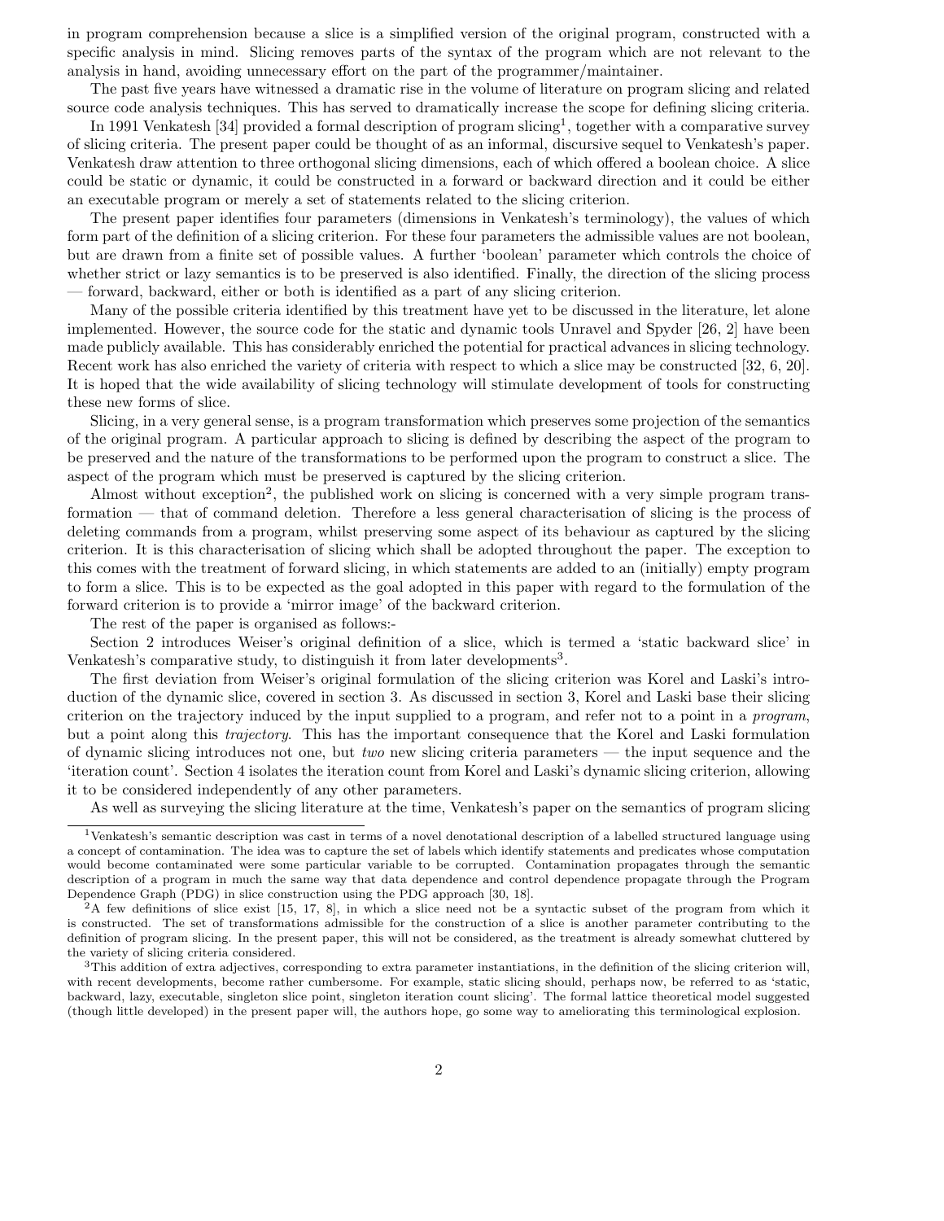in program comprehension because a slice is a simplified version of the original program, constructed with a specific analysis in mind. Slicing removes parts of the syntax of the program which are not relevant to the analysis in hand, avoiding unnecessary effort on the part of the programmer/maintainer.

The past five years have witnessed a dramatic rise in the volume of literature on program slicing and related source code analysis techniques. This has served to dramatically increase the scope for defining slicing criteria.

In 1991 Venkatesh [34] provided a formal description of program slicing[1], together with a comparative survey of slicing criteria. The present paper could be thought of as an informal, discursive sequel to Venkatesh's paper. Venkatesh draw attention to three orthogonal slicing dimensions, each of which offered a boolean choice. A slice could be static or dynamic, it could be constructed in a forward or backward direction and it could be either an executable program or merely a set of statements related to the slicing criterion.

The present paper identifies four parameters (dimensions in Venkatesh's terminology), the values of which form part of the definition of a slicing criterion. For these four parameters the admissible values are not boolean, but are drawn from a finite set of possible values. A further 'boolean' parameter which controls the choice of whether strict or lazy semantics is to be preserved is also identified. Finally, the direction of the slicing process — forward, backward, either or both is identified as a part of any slicing criterion.

Many of the possible criteria identified by this treatment have yet to be discussed in the literature, let alone implemented. However, the source code for the static and dynamic tools Unravel and Spyder [26, 2] have been made publicly available. This has considerably enriched the potential for practical advances in slicing technology. Recent work has also enriched the variety of criteria with respect to which a slice may be constructed [32, 6, 20]. It is hoped that the wide availability of slicing technology will stimulate development of tools for constructing these new forms of slice.

Slicing, in a very general sense, is a program transformation which preserves some projection of the semantics of the original program. A particular approach to slicing is defined by describing the aspect of the program to be preserved and the nature of the transformations to be performed upon the program to construct a slice. The aspect of the program which must be preserved is captured by the slicing criterion.

Almost without exception[2], the published work on slicing is concerned with a very simple program transformation — that of command deletion. Therefore a less general characterisation of slicing is the process of deleting commands from a program, whilst preserving some aspect of its behaviour as captured by the slicing criterion. It is this characterisation of slicing which shall be adopted throughout the paper. The exception to this comes with the treatment of forward slicing, in which statements are added to an (initially) empty program to form a slice. This is to be expected as the goal adopted in this paper with regard to the formulation of the forward criterion is to provide a 'mirror image' of the backward criterion.

The rest of the paper is organised as follows:-

Section 2 introduces Weiser's original definition of a slice, which is termed a 'static backward slice' in Venkatesh's comparative study, to distinguish it from later developments[3].

The first deviation from Weiser's original formulation of the slicing criterion was Korel and Laski's introduction of the dynamic slice, covered in section 3. As discussed in section 3, Korel and Laski base their slicing criterion on the trajectory induced by the input supplied to a program, and refer not to a point in a *program*, but a point along this *trajectory*. This has the important consequence that the Korel and Laski formulation of dynamic slicing introduces not one, but *two* new slicing criteria parameters — the input sequence and the 'iteration count'. Section 4 isolates the iteration count from Korel and Laski's dynamic slicing criterion, allowing it to be considered independently of any other parameters.

As well as surveying the slicing literature at the time, Venkatesh's paper on the semantics of program slicing

---

[1] Venkatesh's semantic description was cast in terms of a novel denotational description of a labelled structured language using a concept of contamination. The idea was to capture the set of labels which identify statements and predicates whose computation would become contaminated were some particular variable to be corrupted. Contamination propagates through the semantic description of a program in much the same way that data dependence and control dependence propagate through the Program Dependence Graph (PDG) in slice construction using the PDG approach [30, 18].

[2] A few definitions of slice exist [15, 17, 8], in which a slice need not be a syntactic subset of the program from which it is constructed. The set of transformations admissible for the construction of a slice is another parameter contributing to the definition of program slicing. In the present paper, this will not be considered, as the treatment is already somewhat cluttered by the variety of slicing criteria considered.

[3] This addition of extra adjectives, corresponding to extra parameter instantiations, in the definition of the slicing criterion will, with recent developments, become rather cumbersome. For example, static slicing should, perhaps now, be referred to as 'static, backward, lazy, executable, singleton slice point, singleton iteration count slicing'. The formal lattice theoretical model suggested (though little developed) in the present paper will, the authors hope, go some way to ameliorating this terminological explosion.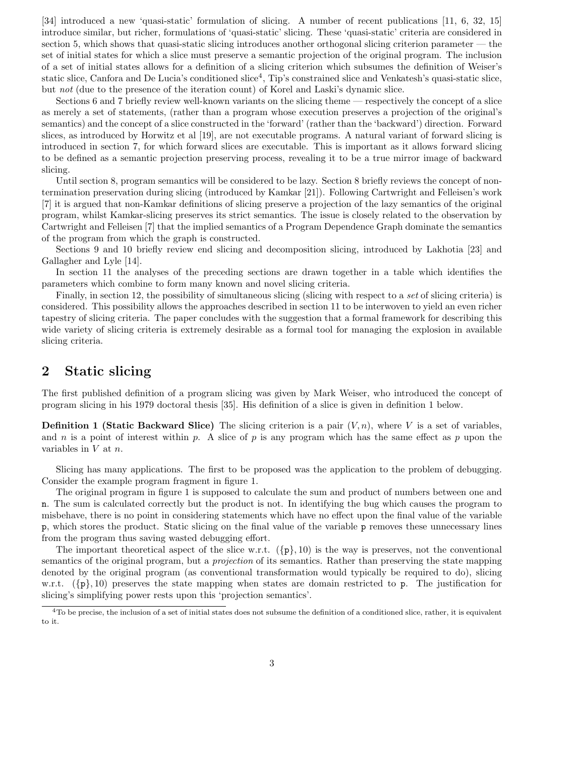[34] introduced a new 'quasi-static' formulation of slicing. A number of recent publications [11, 6, 32, 15] introduce similar, but richer, formulations of 'quasi-static' slicing. These 'quasi-static' criteria are considered in section 5, which shows that quasi-static slicing introduces another orthogonal slicing criterion parameter — the set of initial states for which a slice must preserve a semantic projection of the original program. The inclusion of a set of initial states allows for a definition of a slicing criterion which subsumes the definition of Weiser's static slice, Canfora and De Lucia's conditioned slice[4], Tip's constrained slice and Venkatesh's quasi-static slice, but *not* (due to the presence of the iteration count) of Korel and Laski's dynamic slice.

Sections 6 and 7 briefly review well-known variants on the slicing theme — respectively the concept of a slice as merely a set of statements, (rather than a program whose execution preserves a projection of the original's semantics) and the concept of a slice constructed in the 'forward' (rather than the 'backward') direction. Forward slices, as introduced by Horwitz et al [19], are not executable programs. A natural variant of forward slicing is introduced in section 7, for which forward slices are executable. This is important as it allows forward slicing to be defined as a semantic projection preserving process, revealing it to be a true mirror image of backward slicing.

Until section 8, program semantics will be considered to be lazy. Section 8 briefly reviews the concept of non-termination preservation during slicing (introduced by Kamkar [21]). Following Cartwright and Felleisen's work [7] it is argued that non-Kamkar definitions of slicing preserve a projection of the lazy semantics of the original program, whilst Kamkar-slicing preserves its strict semantics. The issue is closely related to the observation by Cartwright and Felleisen [7] that the implied semantics of a Program Dependence Graph dominate the semantics of the program from which the graph is constructed.

Sections 9 and 10 briefly review end slicing and decomposition slicing, introduced by Lakhotia [23] and Gallagher and Lyle [14].

In section 11 the analyses of the preceding sections are drawn together in a table which identifies the parameters which combine to form many known and novel slicing criteria.

Finally, in section 12, the possibility of simultaneous slicing (slicing with respect to a *set* of slicing criteria) is considered. This possibility allows the approaches described in section 11 to be interwoven to yield an even richer tapestry of slicing criteria. The paper concludes with the suggestion that a formal framework for describing this wide variety of slicing criteria is extremely desirable as a formal tool for managing the explosion in available slicing criteria.

## 2 Static slicing

The first published definition of a program slicing was given by Mark Weiser, who introduced the concept of program slicing in his 1979 doctoral thesis [35]. His definition of a slice is given in definition 1 below.

**Definition 1 (Static Backward Slice)** The slicing criterion is a pair $(V, n)$, where $V$ is a set of variables, and $n$ is a point of interest within $p$. A slice of $p$ is any program which has the same effect as $p$ upon the variables in $V$ at $n$.

Slicing has many applications. The first to be proposed was the application to the problem of debugging. Consider the example program fragment in figure 1.

The original program in figure 1 is supposed to calculate the sum and product of numbers between one and `n`. The sum is calculated correctly but the product is not. In identifying the bug which causes the program to misbehave, there is no point in considering statements which have no effect upon the final value of the variable `p`, which stores the product. Static slicing on the final value of the variable `p` removes these unnecessary lines from the program thus saving wasted debugging effort.

The important theoretical aspect of the slice w.r.t. $(\{\mathtt{p}\}, 10)$ is the way is preserves, not the conventional semantics of the original program, but a *projection* of its semantics. Rather than preserving the state mapping denoted by the original program (as conventional transformation would typically be required to do), slicing w.r.t. $(\{\mathtt{p}\}, 10)$ preserves the state mapping when states are domain restricted to `p`. The justification for slicing's simplifying power rests upon this 'projection semantics'.

[4] To be precise, the inclusion of a set of initial states does not subsume the definition of a conditioned slice, rather, it is equivalent to it.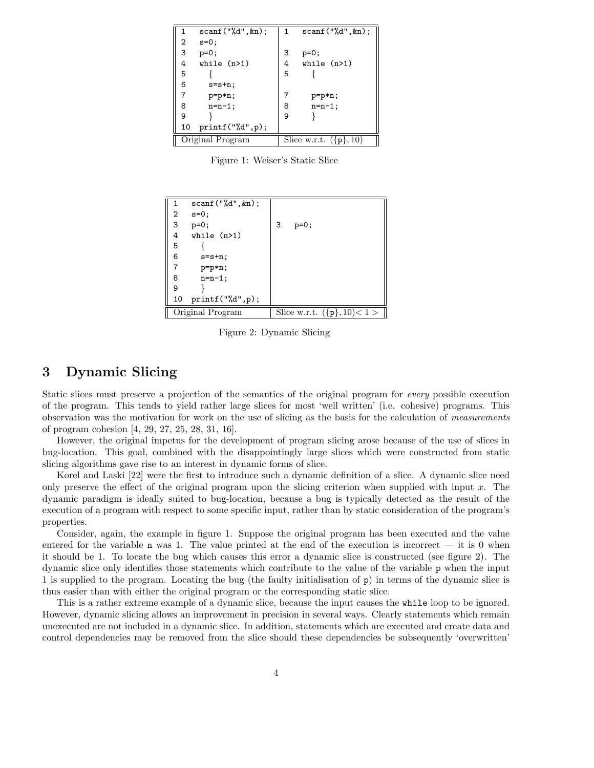| Original Program | Slice w.r.t. $(\{p\}, 10)$ |
|---|---|
| `1 scanf("%d",&n);` | `1 scanf("%d",&n);` |
| `2 s=0;` | |
| `3 p=0;` | `3 p=0;` |
| `4 while (n>1)` | `4 while (n>1)` |
| `5 {` | `5 {` |
| `6 s=s+n;` | |
| `7 p=p*n;` | `7 p=p*n;` |
| `8 n=n-1;` | `8 n=n-1;` |
| `9 }` | `9 }` |
| `10 printf("%d",p);` | |

Figure 1: Weiser's Static Slice

| Original Program | Slice w.r.t. $(\{p\}, 10) < 1 >$ |
|---|---|
| `1 scanf("%d",&n);` | |
| `2 s=0;` | |
| `3 p=0;` | `3 p=0;` |
| `4 while (n>1)` | |
| `5 {` | |
| `6 s=s+n;` | |
| `7 p=p*n;` | |
| `8 n=n-1;` | |
| `9 }` | |
| `10 printf("%d",p);` | |

Figure 2: Dynamic Slicing

# 3 Dynamic Slicing

Static slices must preserve a projection of the semantics of the original program for *every* possible execution of the program. This tends to yield rather large slices for most 'well written' (i.e. cohesive) programs. This observation was the motivation for work on the use of slicing as the basis for the calculation of *measurements* of program cohesion [4, 29, 27, 25, 28, 31, 16].

However, the original impetus for the development of program slicing arose because of the use of slices in bug-location. This goal, combined with the disappointingly large slices which were constructed from static slicing algorithms gave rise to an interest in dynamic forms of slice.

Korel and Laski [22] were the first to introduce such a dynamic definition of a slice. A dynamic slice need only preserve the effect of the original program upon the slicing criterion when supplied with input $x$. The dynamic paradigm is ideally suited to bug-location, because a bug is typically detected as the result of the execution of a program with respect to some specific input, rather than by static consideration of the program's properties.

Consider, again, the example in figure 1. Suppose the original program has been executed and the value entered for the variable `n` was 1. The value printed at the end of the execution is incorrect — it is 0 when it should be 1. To locate the bug which causes this error a dynamic slice is constructed (see figure 2). The dynamic slice only identifies those statements which contribute to the value of the variable `p` when the input 1 is supplied to the program. Locating the bug (the faulty initialisation of `p`) in terms of the dynamic slice is thus easier than with either the original program or the corresponding static slice.

This is a rather extreme example of a dynamic slice, because the input causes the `while` loop to be ignored. However, dynamic slicing allows an improvement in precision in several ways. Clearly statements which remain unexecuted are not included in a dynamic slice. In addition, statements which are executed and create data and control dependencies may be removed from the slice should these dependencies be subsequently 'overwritten'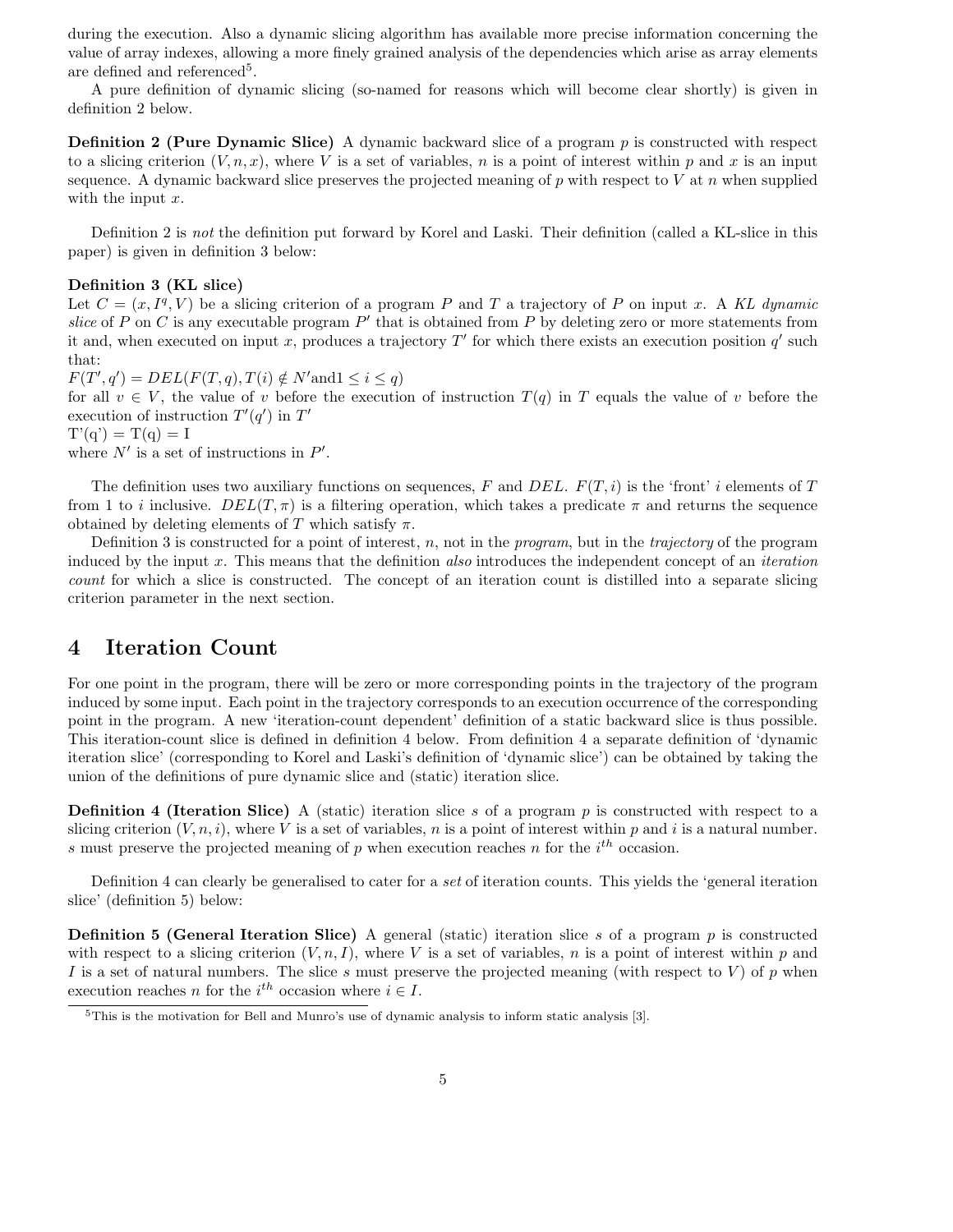during the execution. Also a dynamic slicing algorithm has available more precise information concerning the value of array indexes, allowing a more finely grained analysis of the dependencies which arise as array elements are defined and referenced[5].

A pure definition of dynamic slicing (so-named for reasons which will become clear shortly) is given in definition 2 below.

**Definition 2 (Pure Dynamic Slice)** A dynamic backward slice of a program $p$ is constructed with respect to a slicing criterion $(V, n, x)$, where $V$ is a set of variables, $n$ is a point of interest within $p$ and $x$ is an input sequence. A dynamic backward slice preserves the projected meaning of $p$ with respect to $V$ at $n$ when supplied with the input $x$.

Definition 2 is *not* the definition put forward by Korel and Laski. Their definition (called a KL-slice in this paper) is given in definition 3 below:

**Definition 3 (KL slice)**
Let $C = (x, I^q, V)$ be a slicing criterion of a program $P$ and $T$ a trajectory of $P$ on input $x$. A *KL dynamic slice* of $P$ on $C$ is any executable program $P'$ that is obtained from $P$ by deleting zero or more statements from it and, when executed on input $x$, produces a trajectory $T'$ for which there exists an execution position $q'$ such that:
$F(T', q') = DEL(F(T, q), T(i) \notin N' \text{and} 1 \leq i \leq q)$
for all $v \in V$, the value of $v$ before the execution of instruction $T(q)$ in $T$ equals the value of $v$ before the execution of instruction $T'(q')$ in $T'$
T'(q') = T(q) = I
where $N'$ is a set of instructions in $P'$.

The definition uses two auxiliary functions on sequences, $F$ and $DEL$. $F(T, i)$ is the 'front' $i$ elements of $T$ from 1 to $i$ inclusive. $DEL(T, \pi)$ is a filtering operation, which takes a predicate $\pi$ and returns the sequence obtained by deleting elements of $T$ which satisfy $\pi$.

Definition 3 is constructed for a point of interest, $n$, not in the *program*, but in the *trajectory* of the program induced by the input $x$. This means that the definition *also* introduces the independent concept of an *iteration count* for which a slice is constructed. The concept of an iteration count is distilled into a separate slicing criterion parameter in the next section.

# 4 Iteration Count

For one point in the program, there will be zero or more corresponding points in the trajectory of the program induced by some input. Each point in the trajectory corresponds to an execution occurrence of the corresponding point in the program. A new 'iteration-count dependent' definition of a static backward slice is thus possible. This iteration-count slice is defined in definition 4 below. From definition 4 a separate definition of 'dynamic iteration slice' (corresponding to Korel and Laski's definition of 'dynamic slice') can be obtained by taking the union of the definitions of pure dynamic slice and (static) iteration slice.

**Definition 4 (Iteration Slice)** A (static) iteration slice $s$ of a program $p$ is constructed with respect to a slicing criterion $(V, n, i)$, where $V$ is a set of variables, $n$ is a point of interest within $p$ and $i$ is a natural number. $s$ must preserve the projected meaning of $p$ when execution reaches $n$ for the $i^{th}$ occasion.

Definition 4 can clearly be generalised to cater for a *set* of iteration counts. This yields the 'general iteration slice' (definition 5) below:

**Definition 5 (General Iteration Slice)** A general (static) iteration slice $s$ of a program $p$ is constructed with respect to a slicing criterion $(V, n, I)$, where $V$ is a set of variables, $n$ is a point of interest within $p$ and $I$ is a set of natural numbers. The slice $s$ must preserve the projected meaning (with respect to $V$) of $p$ when execution reaches $n$ for the $i^{th}$ occasion where $i \in I$.

[5] This is the motivation for Bell and Munro's use of dynamic analysis to inform static analysis [3].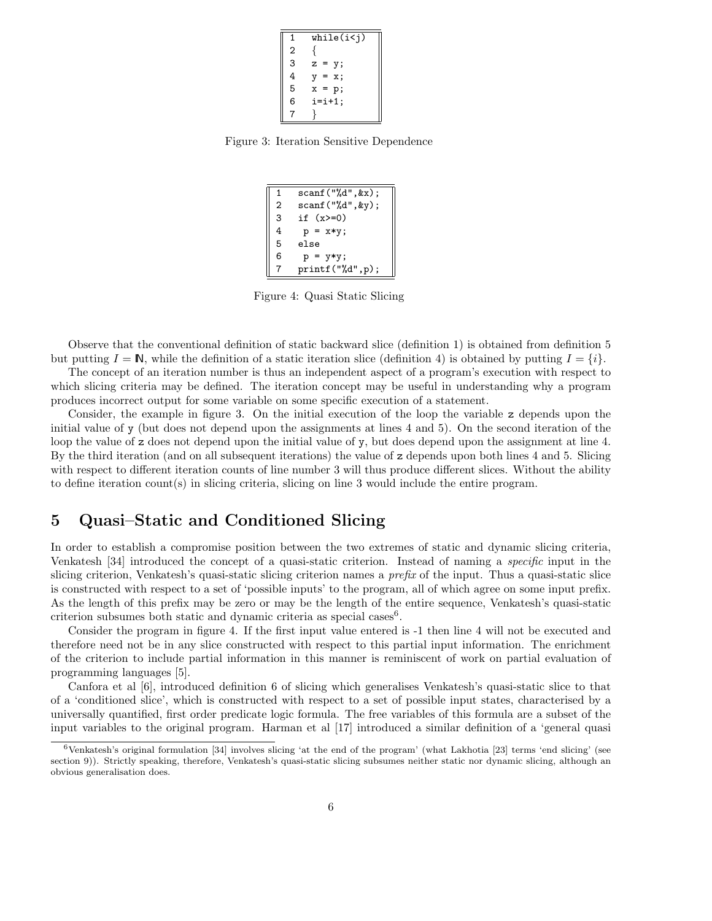```
1   while(i<j)
2   {
3   z = y;
4   y = x;
5   x = p;
6   i=i+1;
7   }
```

Figure 3: Iteration Sensitive Dependence

```
1   scanf("%d",&x);
2   scanf("%d",&y);
3   if (x>=0)
4    p = x*y;
5   else
6    p = y*y;
7   printf("%d",p);
```

Figure 4: Quasi Static Slicing

Observe that the conventional definition of static backward slice (definition 1) is obtained from definition 5 but putting $I = \mathbb{N}$, while the definition of a static iteration slice (definition 4) is obtained by putting $I = \{i\}$.

The concept of an iteration number is thus an independent aspect of a program's execution with respect to which slicing criteria may be defined. The iteration concept may be useful in understanding why a program produces incorrect output for some variable on some specific execution of a statement.

Consider, the example in figure 3. On the initial execution of the loop the variable z depends upon the initial value of y (but does not depend upon the assignments at lines 4 and 5). On the second iteration of the loop the value of z does not depend upon the initial value of y, but does depend upon the assignment at line 4. By the third iteration (and on all subsequent iterations) the value of z depends upon both lines 4 and 5. Slicing with respect to different iteration counts of line number 3 will thus produce different slices. Without the ability to define iteration count(s) in slicing criteria, slicing on line 3 would include the entire program.

## 5 Quasi–Static and Conditioned Slicing

In order to establish a compromise position between the two extremes of static and dynamic slicing criteria, Venkatesh [34] introduced the concept of a quasi-static criterion. Instead of naming a *specific* input in the slicing criterion, Venkatesh's quasi-static slicing criterion names a *prefix* of the input. Thus a quasi-static slice is constructed with respect to a set of 'possible inputs' to the program, all of which agree on some input prefix. As the length of this prefix may be zero or may be the length of the entire sequence, Venkatesh's quasi-static criterion subsumes both static and dynamic criteria as special cases[6].

Consider the program in figure 4. If the first input value entered is -1 then line 4 will not be executed and therefore need not be in any slice constructed with respect to this partial input information. The enrichment of the criterion to include partial information in this manner is reminiscent of work on partial evaluation of programming languages [5].

Canfora et al [6], introduced definition 6 of slicing which generalises Venkatesh's quasi-static slice to that of a 'conditioned slice', which is constructed with respect to a set of possible input states, characterised by a universally quantified, first order predicate logic formula. The free variables of this formula are a subset of the input variables to the original program. Harman et al [17] introduced a similar definition of a 'general quasi

[6] Venkatesh's original formulation [34] involves slicing 'at the end of the program' (what Lakhotia [23] terms 'end slicing' (see section 9)). Strictly speaking, therefore, Venkatesh's quasi-static slicing subsumes neither static nor dynamic slicing, although an obvious generalisation does.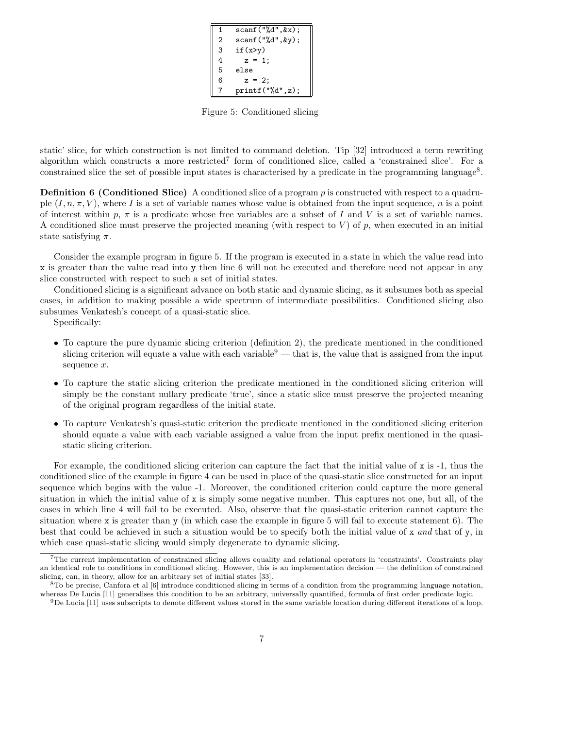```
1   scanf("%d",&x);
2   scanf("%d",&y);
3   if(x>y)
4     z = 1;
5   else
6     z = 2;
7   printf("%d",z);
```

Figure 5: Conditioned slicing

static' slice, for which construction is not limited to command deletion. Tip [32] introduced a term rewriting algorithm which constructs a more restricted[7] form of conditioned slice, called a 'constrained slice'. For a constrained slice the set of possible input states is characterised by a predicate in the programming language[8].

**Definition 6 (Conditioned Slice)** A conditioned slice of a program $p$ is constructed with respect to a quadruple $(I, n, \pi, V)$, where $I$ is a set of variable names whose value is obtained from the input sequence, $n$ is a point of interest within $p$, $\pi$ is a predicate whose free variables are a subset of $I$ and $V$ is a set of variable names. A conditioned slice must preserve the projected meaning (with respect to $V$) of $p$, when executed in an initial state satisfying $\pi$.

Consider the example program in figure 5. If the program is executed in a state in which the value read into x is greater than the value read into y then line 6 will not be executed and therefore need not appear in any slice constructed with respect to such a set of initial states.

Conditioned slicing is a significant advance on both static and dynamic slicing, as it subsumes both as special cases, in addition to making possible a wide spectrum of intermediate possibilities. Conditioned slicing also subsumes Venkatesh's concept of a quasi-static slice.

Specifically:

- To capture the pure dynamic slicing criterion (definition 2), the predicate mentioned in the conditioned slicing criterion will equate a value with each variable[9] — that is, the value that is assigned from the input sequence $x$.
- To capture the static slicing criterion the predicate mentioned in the conditioned slicing criterion will simply be the constant nullary predicate 'true', since a static slice must preserve the projected meaning of the original program regardless of the initial state.
- To capture Venkatesh's quasi-static criterion the predicate mentioned in the conditioned slicing criterion should equate a value with each variable assigned a value from the input prefix mentioned in the quasi-static slicing criterion.

For example, the conditioned slicing criterion can capture the fact that the initial value of x is -1, thus the conditioned slice of the example in figure 4 can be used in place of the quasi-static slice constructed for an input sequence which begins with the value -1. Moreover, the conditioned criterion could capture the more general situation in which the initial value of x is simply some negative number. This captures not one, but all, of the cases in which line 4 will fail to be executed. Also, observe that the quasi-static criterion cannot capture the situation where x is greater than y (in which case the example in figure 5 will fail to execute statement 6). The best that could be achieved in such a situation would be to specify both the initial value of x *and* that of y, in which case quasi-static slicing would simply degenerate to dynamic slicing.

[7] The current implementation of constrained slicing allows equality and relational operators in 'constraints'. Constraints play an identical role to conditions in conditioned slicing. However, this is an implementation decision — the definition of constrained slicing, can, in theory, allow for an arbitrary set of initial states [33].

[8] To be precise, Canfora et al [6] introduce conditioned slicing in terms of a condition from the programming language notation, whereas De Lucia [11] generalises this condition to be an arbitrary, universally quantified, formula of first order predicate logic.

[9] De Lucia [11] uses subscripts to denote different values stored in the same variable location during different iterations of a loop.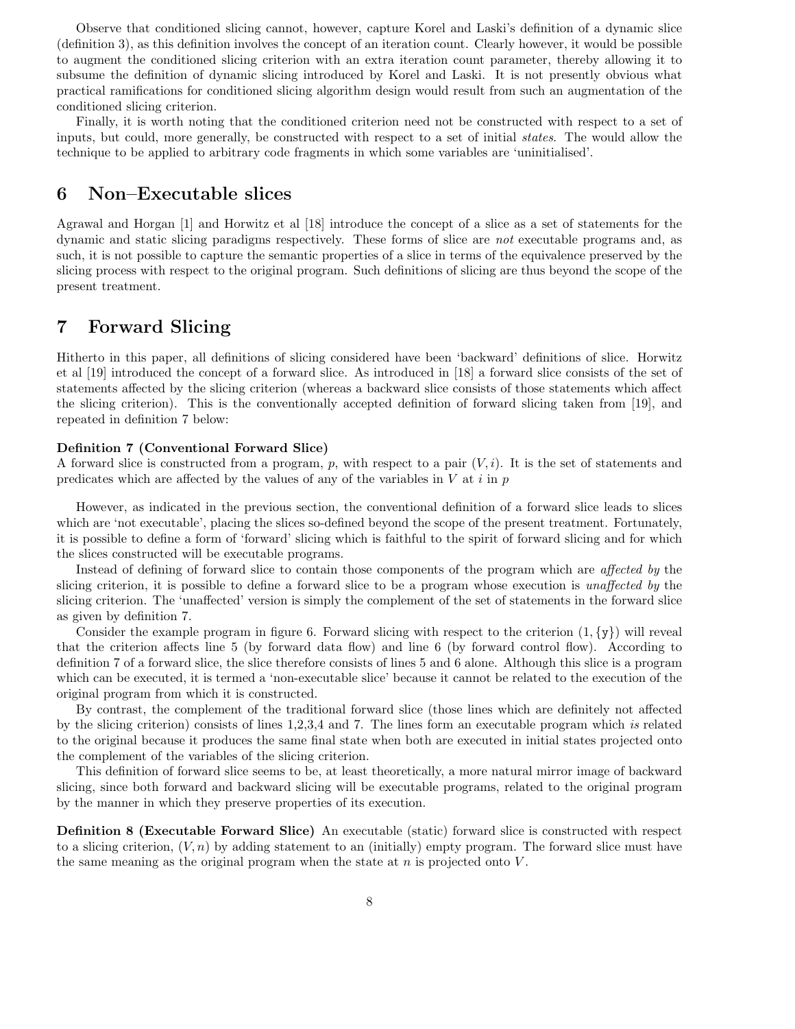Observe that conditioned slicing cannot, however, capture Korel and Laski's definition of a dynamic slice (definition 3), as this definition involves the concept of an iteration count. Clearly however, it would be possible to augment the conditioned slicing criterion with an extra iteration count parameter, thereby allowing it to subsume the definition of dynamic slicing introduced by Korel and Laski. It is not presently obvious what practical ramifications for conditioned slicing algorithm design would result from such an augmentation of the conditioned slicing criterion.

Finally, it is worth noting that the conditioned criterion need not be constructed with respect to a set of inputs, but could, more generally, be constructed with respect to a set of initial *states*. The would allow the technique to be applied to arbitrary code fragments in which some variables are 'uninitialised'.

# 6 Non–Executable slices

Agrawal and Horgan [1] and Horwitz et al [18] introduce the concept of a slice as a set of statements for the dynamic and static slicing paradigms respectively. These forms of slice are *not* executable programs and, as such, it is not possible to capture the semantic properties of a slice in terms of the equivalence preserved by the slicing process with respect to the original program. Such definitions of slicing are thus beyond the scope of the present treatment.

# 7 Forward Slicing

Hitherto in this paper, all definitions of slicing considered have been 'backward' definitions of slice. Horwitz et al [19] introduced the concept of a forward slice. As introduced in [18] a forward slice consists of the set of statements affected by the slicing criterion (whereas a backward slice consists of those statements which affect the slicing criterion). This is the conventionally accepted definition of forward slicing taken from [19], and repeated in definition 7 below:

**Definition 7 (Conventional Forward Slice)**
A forward slice is constructed from a program, $p$, with respect to a pair $(V, i)$. It is the set of statements and predicates which are affected by the values of any of the variables in $V$ at $i$ in $p$

However, as indicated in the previous section, the conventional definition of a forward slice leads to slices which are 'not executable', placing the slices so-defined beyond the scope of the present treatment. Fortunately, it is possible to define a form of 'forward' slicing which is faithful to the spirit of forward slicing and for which the slices constructed will be executable programs.

Instead of defining of forward slice to contain those components of the program which are *affected by* the slicing criterion, it is possible to define a forward slice to be a program whose execution is *unaffected by* the slicing criterion. The 'unaffected' version is simply the complement of the set of statements in the forward slice as given by definition 7.

Consider the example program in figure 6. Forward slicing with respect to the criterion $(1, \{\mathtt{y}\})$ will reveal that the criterion affects line 5 (by forward data flow) and line 6 (by forward control flow). According to definition 7 of a forward slice, the slice therefore consists of lines 5 and 6 alone. Although this slice is a program which can be executed, it is termed a 'non-executable slice' because it cannot be related to the execution of the original program from which it is constructed.

By contrast, the complement of the traditional forward slice (those lines which are definitely not affected by the slicing criterion) consists of lines 1,2,3,4 and 7. The lines form an executable program which *is* related to the original because it produces the same final state when both are executed in initial states projected onto the complement of the variables of the slicing criterion.

This definition of forward slice seems to be, at least theoretically, a more natural mirror image of backward slicing, since both forward and backward slicing will be executable programs, related to the original program by the manner in which they preserve properties of its execution.

**Definition 8 (Executable Forward Slice)** An executable (static) forward slice is constructed with respect to a slicing criterion, $(V, n)$ by adding statement to an (initially) empty program. The forward slice must have the same meaning as the original program when the state at $n$ is projected onto $V$.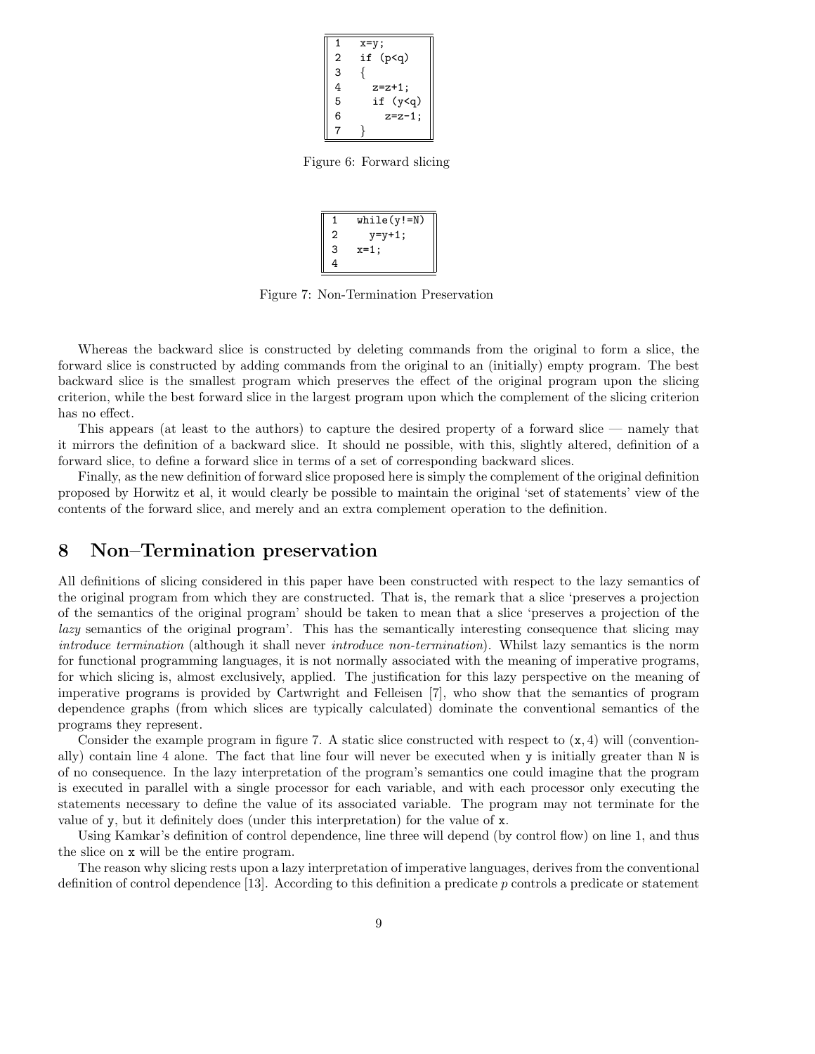```
1   x=y;
2   if (p<q)
3   {
4     z=z+1;
5     if (y<q)
6       z=z-1;
7   }
```

Figure 6: Forward slicing

```
1   while(y!=N)
2     y=y+1;
3   x=1;
4
```

Figure 7: Non-Termination Preservation

Whereas the backward slice is constructed by deleting commands from the original to form a slice, the forward slice is constructed by adding commands from the original to an (initially) empty program. The best backward slice is the smallest program which preserves the effect of the original program upon the slicing criterion, while the best forward slice in the largest program upon which the complement of the slicing criterion has no effect.

This appears (at least to the authors) to capture the desired property of a forward slice — namely that it mirrors the definition of a backward slice. It should ne possible, with this, slightly altered, definition of a forward slice, to define a forward slice in terms of a set of corresponding backward slices.

Finally, as the new definition of forward slice proposed here is simply the complement of the original definition proposed by Horwitz et al, it would clearly be possible to maintain the original 'set of statements' view of the contents of the forward slice, and merely and an extra complement operation to the definition.

# 8 Non–Termination preservation

All definitions of slicing considered in this paper have been constructed with respect to the lazy semantics of the original program from which they are constructed. That is, the remark that a slice 'preserves a projection of the semantics of the original program' should be taken to mean that a slice 'preserves a projection of the *lazy* semantics of the original program'. This has the semantically interesting consequence that slicing may *introduce termination* (although it shall never *introduce non-termination*). Whilst lazy semantics is the norm for functional programming languages, it is not normally associated with the meaning of imperative programs, for which slicing is, almost exclusively, applied. The justification for this lazy perspective on the meaning of imperative programs is provided by Cartwright and Felleisen [7], who show that the semantics of program dependence graphs (from which slices are typically calculated) dominate the conventional semantics of the programs they represent.

Consider the example program in figure 7. A static slice constructed with respect to $(\mathtt{x}, 4)$ will (conventionally) contain line 4 alone. The fact that line four will never be executed when `y` is initially greater than `N` is of no consequence. In the lazy interpretation of the program's semantics one could imagine that the program is executed in parallel with a single processor for each variable, and with each processor only executing the statements necessary to define the value of its associated variable. The program may not terminate for the value of `y`, but it definitely does (under this interpretation) for the value of `x`.

Using Kamkar's definition of control dependence, line three will depend (by control flow) on line 1, and thus the slice on `x` will be the entire program.

The reason why slicing rests upon a lazy interpretation of imperative languages, derives from the conventional definition of control dependence [13]. According to this definition a predicate $p$ controls a predicate or statement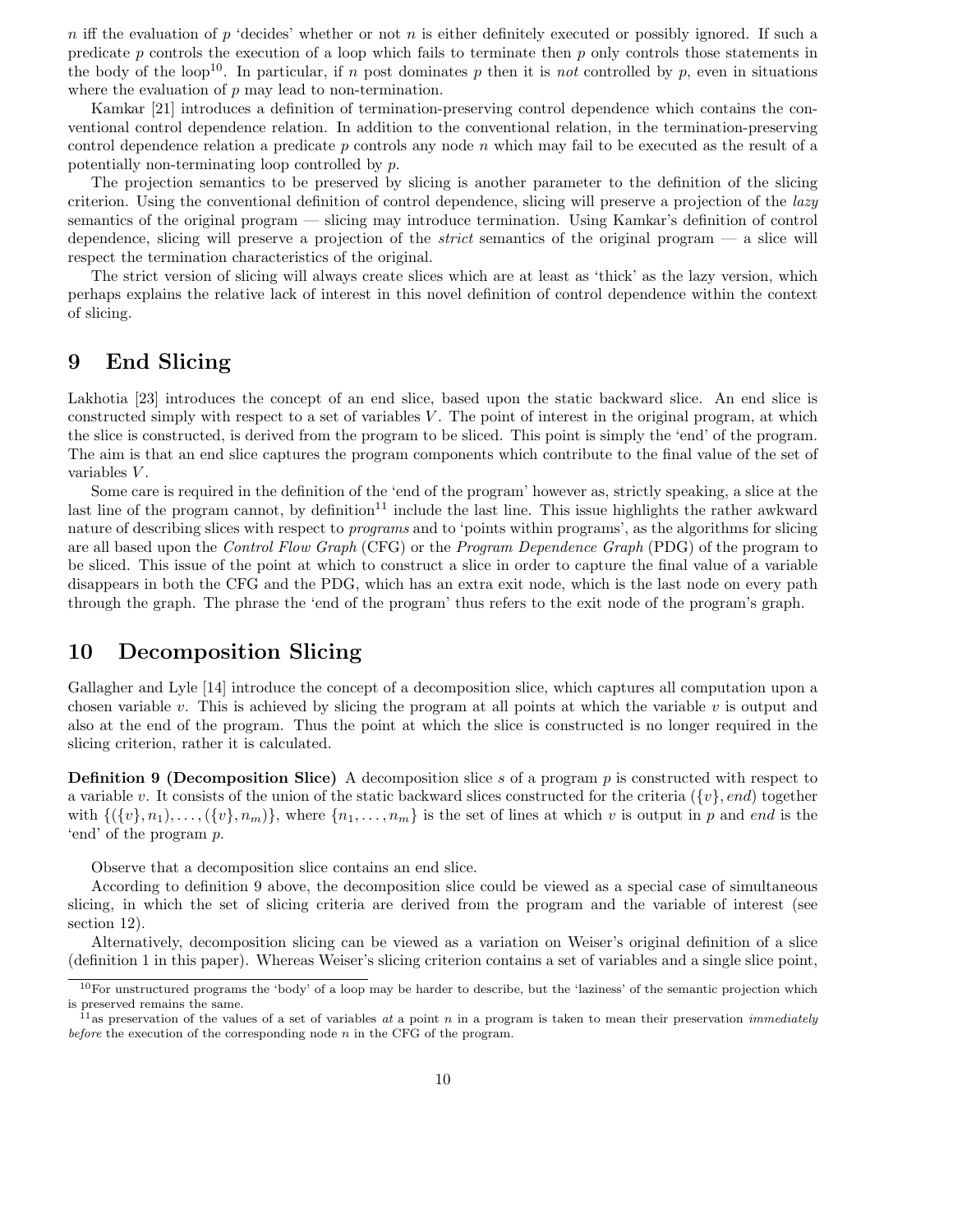$n$ iff the evaluation of $p$ 'decides' whether or not $n$ is either definitely executed or possibly ignored. If such a predicate $p$ controls the execution of a loop which fails to terminate then $p$ only controls those statements in the body of the loop[10]. In particular, if $n$ post dominates $p$ then it is *not* controlled by $p$, even in situations where the evaluation of $p$ may lead to non-termination.

Kamkar [21] introduces a definition of termination-preserving control dependence which contains the conventional control dependence relation. In addition to the conventional relation, in the termination-preserving control dependence relation a predicate $p$ controls any node $n$ which may fail to be executed as the result of a potentially non-terminating loop controlled by $p$.

The projection semantics to be preserved by slicing is another parameter to the definition of the slicing criterion. Using the conventional definition of control dependence, slicing will preserve a projection of the *lazy* semantics of the original program — slicing may introduce termination. Using Kamkar's definition of control dependence, slicing will preserve a projection of the *strict* semantics of the original program — a slice will respect the termination characteristics of the original.

The strict version of slicing will always create slices which are at least as 'thick' as the lazy version, which perhaps explains the relative lack of interest in this novel definition of control dependence within the context of slicing.

# 9 End Slicing

Lakhotia [23] introduces the concept of an end slice, based upon the static backward slice. An end slice is constructed simply with respect to a set of variables $V$. The point of interest in the original program, at which the slice is constructed, is derived from the program to be sliced. This point is simply the 'end' of the program. The aim is that an end slice captures the program components which contribute to the final value of the set of variables $V$.

Some care is required in the definition of the 'end of the program' however as, strictly speaking, a slice at the last line of the program cannot, by definition[11] include the last line. This issue highlights the rather awkward nature of describing slices with respect to *programs* and to 'points within programs', as the algorithms for slicing are all based upon the *Control Flow Graph* (CFG) or the *Program Dependence Graph* (PDG) of the program to be sliced. This issue of the point at which to construct a slice in order to capture the final value of a variable disappears in both the CFG and the PDG, which has an extra exit node, which is the last node on every path through the graph. The phrase the 'end of the program' thus refers to the exit node of the program's graph.

# 10 Decomposition Slicing

Gallagher and Lyle [14] introduce the concept of a decomposition slice, which captures all computation upon a chosen variable $v$. This is achieved by slicing the program at all points at which the variable $v$ is output and also at the end of the program. Thus the point at which the slice is constructed is no longer required in the slicing criterion, rather it is calculated.

**Definition 9 (Decomposition Slice)** A decomposition slice $s$ of a program $p$ is constructed with respect to a variable $v$. It consists of the union of the static backward slices constructed for the criteria $(\{v\}, end)$ together with $\{(\{v\}, n_1), \ldots, (\{v\}, n_m)\}$, where $\{n_1, \ldots, n_m\}$ is the set of lines at which $v$ is output in $p$ and $end$ is the 'end' of the program $p$.

Observe that a decomposition slice contains an end slice.

According to definition 9 above, the decomposition slice could be viewed as a special case of simultaneous slicing, in which the set of slicing criteria are derived from the program and the variable of interest (see section 12).

Alternatively, decomposition slicing can be viewed as a variation on Weiser's original definition of a slice (definition 1 in this paper). Whereas Weiser's slicing criterion contains a set of variables and a single slice point,

[10] For unstructured programs the 'body' of a loop may be harder to describe, but the 'laziness' of the semantic projection which is preserved remains the same.

[11] as preservation of the values of a set of variables *at* a point $n$ in a program is taken to mean their preservation *immediately before* the execution of the corresponding node $n$ in the CFG of the program.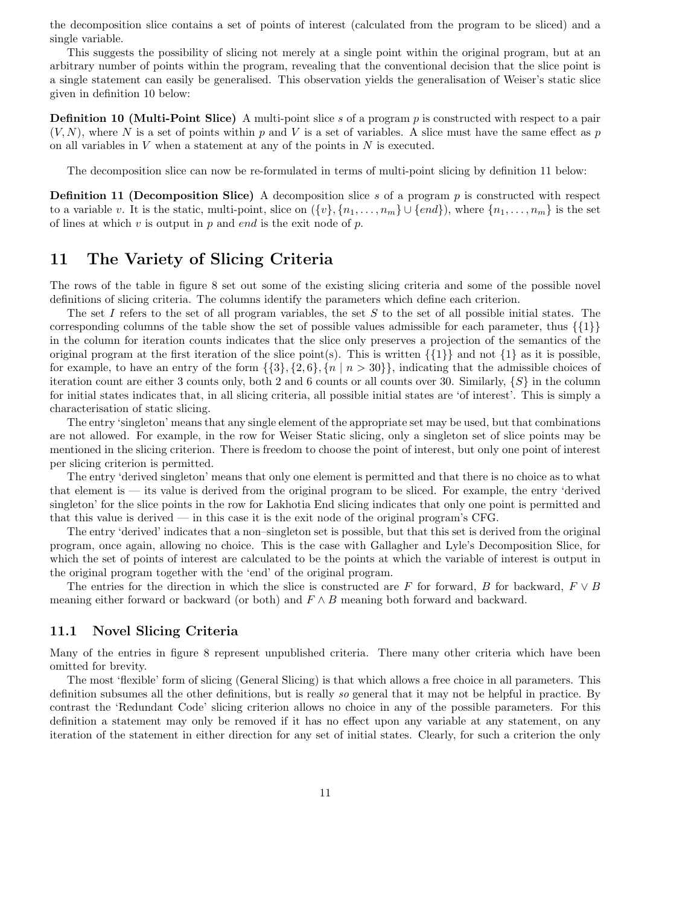the decomposition slice contains a set of points of interest (calculated from the program to be sliced) and a single variable.

This suggests the possibility of slicing not merely at a single point within the original program, but at an arbitrary number of points within the program, revealing that the conventional decision that the slice point is a single statement can easily be generalised. This observation yields the generalisation of Weiser's static slice given in definition 10 below:

**Definition 10 (Multi-Point Slice)** A multi-point slice $s$ of a program $p$ is constructed with respect to a pair $(V, N)$, where $N$ is a set of points within $p$ and $V$ is a set of variables. A slice must have the same effect as $p$ on all variables in $V$ when a statement at any of the points in $N$ is executed.

The decomposition slice can now be re-formulated in terms of multi-point slicing by definition 11 below:

**Definition 11 (Decomposition Slice)** A decomposition slice $s$ of a program $p$ is constructed with respect to a variable $v$. It is the static, multi-point, slice on $(\{v\}, \{n_1, \ldots, n_m\} \cup \{end\})$, where $\{n_1, \ldots, n_m\}$ is the set of lines at which $v$ is output in $p$ and $end$ is the exit node of $p$.

# 11 The Variety of Slicing Criteria

The rows of the table in figure 8 set out some of the existing slicing criteria and some of the possible novel definitions of slicing criteria. The columns identify the parameters which define each criterion.

The set $I$ refers to the set of all program variables, the set $S$ to the set of all possible initial states. The corresponding columns of the table show the set of possible values admissible for each parameter, thus $\{\{1\}\}$ in the column for iteration counts indicates that the slice only preserves a projection of the semantics of the original program at the first iteration of the slice point(s). This is written $\{\{1\}\}$ and not $\{1\}$ as it is possible, for example, to have an entry of the form $\{\{3\}, \{2, 6\}, \{n \mid n > 30\}\}$, indicating that the admissible choices of iteration count are either 3 counts only, both 2 and 6 counts or all counts over 30. Similarly, $\{S\}$ in the column for initial states indicates that, in all slicing criteria, all possible initial states are 'of interest'. This is simply a characterisation of static slicing.

The entry 'singleton' means that any single element of the appropriate set may be used, but that combinations are not allowed. For example, in the row for Weiser Static slicing, only a singleton set of slice points may be mentioned in the slicing criterion. There is freedom to choose the point of interest, but only one point of interest per slicing criterion is permitted.

The entry 'derived singleton' means that only one element is permitted and that there is no choice as to what that element is — its value is derived from the original program to be sliced. For example, the entry 'derived singleton' for the slice points in the row for Lakhotia End slicing indicates that only one point is permitted and that this value is derived — in this case it is the exit node of the original program's CFG.

The entry 'derived' indicates that a non–singleton set is possible, but that this set is derived from the original program, once again, allowing no choice. This is the case with Gallagher and Lyle's Decomposition Slice, for which the set of points of interest are calculated to be the points at which the variable of interest is output in the original program together with the 'end' of the original program.

The entries for the direction in which the slice is constructed are $F$ for forward, $B$ for backward, $F \vee B$ meaning either forward or backward (or both) and $F \wedge B$ meaning both forward and backward.

## 11.1 Novel Slicing Criteria

Many of the entries in figure 8 represent unpublished criteria. There many other criteria which have been omitted for brevity.

The most 'flexible' form of slicing (General Slicing) is that which allows a free choice in all parameters. This definition subsumes all the other definitions, but is really *so* general that it may not be helpful in practice. By contrast the 'Redundant Code' slicing criterion allows no choice in any of the possible parameters. For this definition a statement may only be removed if it has no effect upon any variable at any statement, on any iteration of the statement in either direction for any set of initial states. Clearly, for such a criterion the only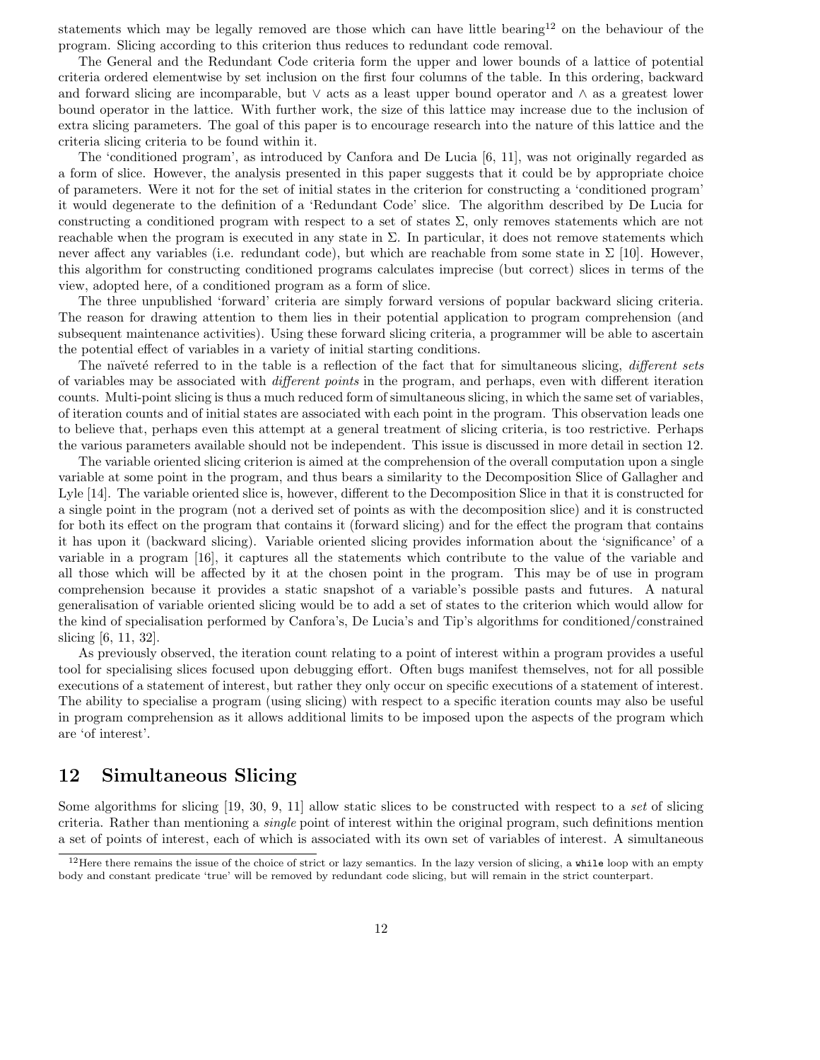statements which may be legally removed are those which can have little bearing[12] on the behaviour of the program. Slicing according to this criterion thus reduces to redundant code removal.

The General and the Redundant Code criteria form the upper and lower bounds of a lattice of potential criteria ordered elementwise by set inclusion on the first four columns of the table. In this ordering, backward and forward slicing are incomparable, but $\vee$ acts as a least upper bound operator and $\wedge$ as a greatest lower bound operator in the lattice. With further work, the size of this lattice may increase due to the inclusion of extra slicing parameters. The goal of this paper is to encourage research into the nature of this lattice and the criteria slicing criteria to be found within it.

The 'conditioned program', as introduced by Canfora and De Lucia [6, 11], was not originally regarded as a form of slice. However, the analysis presented in this paper suggests that it could be by appropriate choice of parameters. Were it not for the set of initial states in the criterion for constructing a 'conditioned program' it would degenerate to the definition of a 'Redundant Code' slice. The algorithm described by De Lucia for constructing a conditioned program with respect to a set of states $\Sigma$, only removes statements which are not reachable when the program is executed in any state in $\Sigma$. In particular, it does not remove statements which never affect any variables (i.e. redundant code), but which are reachable from some state in $\Sigma$ [10]. However, this algorithm for constructing conditioned programs calculates imprecise (but correct) slices in terms of the view, adopted here, of a conditioned program as a form of slice.

The three unpublished 'forward' criteria are simply forward versions of popular backward slicing criteria. The reason for drawing attention to them lies in their potential application to program comprehension (and subsequent maintenance activities). Using these forward slicing criteria, a programmer will be able to ascertain the potential effect of variables in a variety of initial starting conditions.

The naïveté referred to in the table is a reflection of the fact that for simultaneous slicing, *different sets* of variables may be associated with *different points* in the program, and perhaps, even with different iteration counts. Multi-point slicing is thus a much reduced form of simultaneous slicing, in which the same set of variables, of iteration counts and of initial states are associated with each point in the program. This observation leads one to believe that, perhaps even this attempt at a general treatment of slicing criteria, is too restrictive. Perhaps the various parameters available should not be independent. This issue is discussed in more detail in section 12.

The variable oriented slicing criterion is aimed at the comprehension of the overall computation upon a single variable at some point in the program, and thus bears a similarity to the Decomposition Slice of Gallagher and Lyle [14]. The variable oriented slice is, however, different to the Decomposition Slice in that it is constructed for a single point in the program (not a derived set of points as with the decomposition slice) and it is constructed for both its effect on the program that contains it (forward slicing) and for the effect the program that contains it has upon it (backward slicing). Variable oriented slicing provides information about the 'significance' of a variable in a program [16], it captures all the statements which contribute to the value of the variable and all those which will be affected by it at the chosen point in the program. This may be of use in program comprehension because it provides a static snapshot of a variable's possible pasts and futures. A natural generalisation of variable oriented slicing would be to add a set of states to the criterion which would allow for the kind of specialisation performed by Canfora's, De Lucia's and Tip's algorithms for conditioned/constrained slicing [6, 11, 32].

As previously observed, the iteration count relating to a point of interest within a program provides a useful tool for specialising slices focused upon debugging effort. Often bugs manifest themselves, not for all possible executions of a statement of interest, but rather they only occur on specific executions of a statement of interest. The ability to specialise a program (using slicing) with respect to a specific iteration counts may also be useful in program comprehension as it allows additional limits to be imposed upon the aspects of the program which are 'of interest'.

## 12 Simultaneous Slicing

Some algorithms for slicing [19, 30, 9, 11] allow static slices to be constructed with respect to a *set* of slicing criteria. Rather than mentioning a *single* point of interest within the original program, such definitions mention a set of points of interest, each of which is associated with its own set of variables of interest. A simultaneous

[12]Here there remains the issue of the choice of strict or lazy semantics. In the lazy version of slicing, a `while` loop with an empty body and constant predicate 'true' will be removed by redundant code slicing, but will remain in the strict counterpart.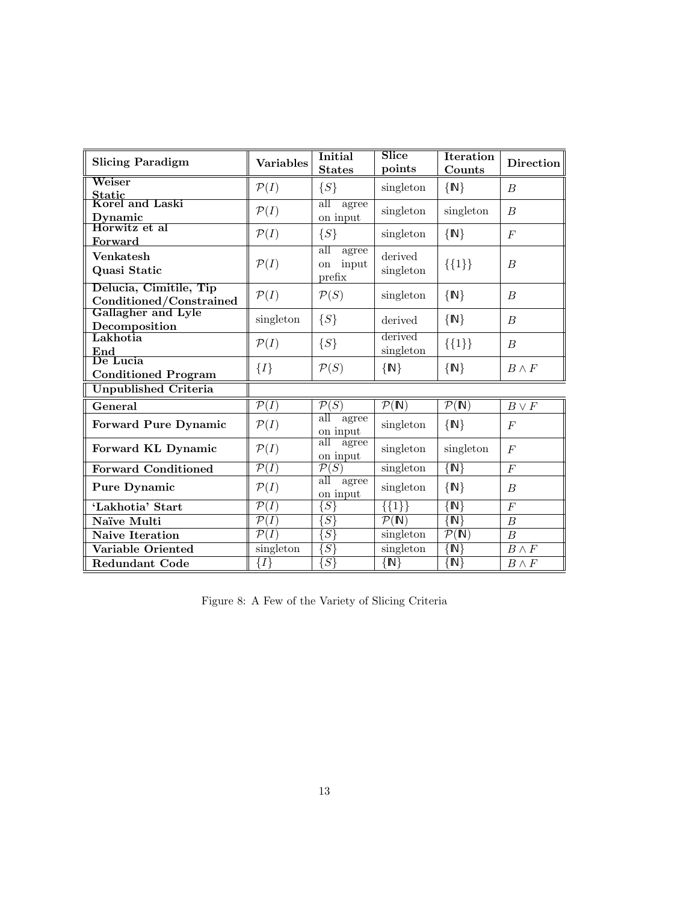| Slicing Paradigm | Variables | Initial States | Slice points | Iteration Counts | Direction |
|---|---|---|---|---|---|
| **Weiser Static** | $\mathcal{P}(I)$ | $\{S\}$ | singleton | $\{\mathbb{N}\}$ | $B$ |
| **Korel and Laski Dynamic** | $\mathcal{P}(I)$ | all agree on input | singleton | singleton | $B$ |
| **Horwitz et al Forward** | $\mathcal{P}(I)$ | $\{S\}$ | singleton | $\{\mathbb{N}\}$ | $F$ |
| **Venkatesh Quasi Static** | $\mathcal{P}(I)$ | all agree on input prefix | derived singleton | $\{\{1\}\}$ | $B$ |
| **Delucia, Cimitile, Tip Conditioned/Constrained** | $\mathcal{P}(I)$ | $\mathcal{P}(S)$ | singleton | $\{\mathbb{N}\}$ | $B$ |
| **Gallagher and Lyle Decomposition** | singleton | $\{S\}$ | derived | $\{\mathbb{N}\}$ | $B$ |
| **Lakhotia End** | $\mathcal{P}(I)$ | $\{S\}$ | derived singleton | $\{\{1\}\}$ | $B$ |
| **De Lucia Conditioned Program** | $\{I\}$ | $\mathcal{P}(S)$ | $\{\mathbb{N}\}$ | $\{\mathbb{N}\}$ | $B \wedge F$ |
| **Unpublished Criteria** | | | | | |
| **General** | $\mathcal{P}(I)$ | $\mathcal{P}(S)$ | $\mathcal{P}(\mathbb{N})$ | $\mathcal{P}(\mathbb{N})$ | $B \vee F$ |
| **Forward Pure Dynamic** | $\mathcal{P}(I)$ | all agree on input | singleton | $\{\mathbb{N}\}$ | $F$ |
| **Forward KL Dynamic** | $\mathcal{P}(I)$ | all agree on input | singleton | singleton | $F$ |
| **Forward Conditioned** | $\mathcal{P}(I)$ | $\mathcal{P}(S)$ | singleton | $\{\mathbb{N}\}$ | $F$ |
| **Pure Dynamic** | $\mathcal{P}(I)$ | all agree on input | singleton | $\{\mathbb{N}\}$ | $B$ |
| **'Lakhotia' Start** | $\mathcal{P}(I)$ | $\{S\}$ | $\{\{1\}\}$ | $\{\mathbb{N}\}$ | $F$ |
| **Naïve Multi** | $\mathcal{P}(I)$ | $\{S\}$ | $\mathcal{P}(\mathbb{N})$ | $\{\mathbb{N}\}$ | $B$ |
| **Naive Iteration** | $\mathcal{P}(I)$ | $\{S\}$ | singleton | $\mathcal{P}(\mathbb{N})$ | $B$ |
| **Variable Oriented** | singleton | $\{S\}$ | singleton | $\{\mathbb{N}\}$ | $B \wedge F$ |
| **Redundant Code** | $\{I\}$ | $\{S\}$ | $\{\mathbb{N}\}$ | $\{\mathbb{N}\}$ | $B \wedge F$ |

Figure 8: A Few of the Variety of Slicing Criteria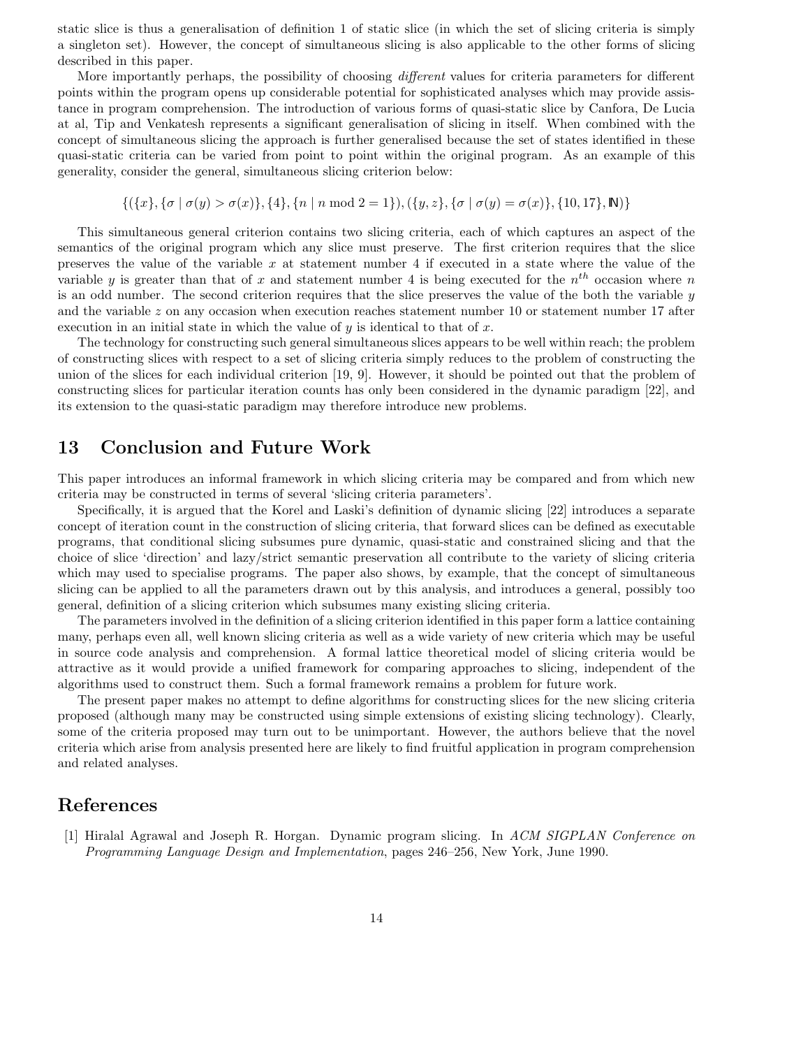static slice is thus a generalisation of definition 1 of static slice (in which the set of slicing criteria is simply a singleton set). However, the concept of simultaneous slicing is also applicable to the other forms of slicing described in this paper.

More importantly perhaps, the possibility of choosing *different* values for criteria parameters for different points within the program opens up considerable potential for sophisticated analyses which may provide assistance in program comprehension. The introduction of various forms of quasi-static slice by Canfora, De Lucia at al, Tip and Venkatesh represents a significant generalisation of slicing in itself. When combined with the concept of simultaneous slicing the approach is further generalised because the set of states identified in these quasi-static criteria can be varied from point to point within the original program. As an example of this generality, consider the general, simultaneous slicing criterion below:

$$\{(\{x\}, \{\sigma \mid \sigma(y) > \sigma(x)\}, \{4\}, \{n \mid n \bmod 2 = 1\}), (\{y, z\}, \{\sigma \mid \sigma(y) = \sigma(x)\}, \{10, 17\}, \mathbb{N})\}$$

This simultaneous general criterion contains two slicing criteria, each of which captures an aspect of the semantics of the original program which any slice must preserve. The first criterion requires that the slice preserves the value of the variable $x$ at statement number 4 if executed in a state where the value of the variable $y$ is greater than that of $x$ and statement number 4 is being executed for the $n^{th}$ occasion where $n$ is an odd number. The second criterion requires that the slice preserves the value of the both the variable $y$ and the variable $z$ on any occasion when execution reaches statement number 10 or statement number 17 after execution in an initial state in which the value of $y$ is identical to that of $x$.

The technology for constructing such general simultaneous slices appears to be well within reach; the problem of constructing slices with respect to a set of slicing criteria simply reduces to the problem of constructing the union of the slices for each individual criterion [19, 9]. However, it should be pointed out that the problem of constructing slices for particular iteration counts has only been considered in the dynamic paradigm [22], and its extension to the quasi-static paradigm may therefore introduce new problems.

## 13 Conclusion and Future Work

This paper introduces an informal framework in which slicing criteria may be compared and from which new criteria may be constructed in terms of several 'slicing criteria parameters'.

Specifically, it is argued that the Korel and Laski's definition of dynamic slicing [22] introduces a separate concept of iteration count in the construction of slicing criteria, that forward slices can be defined as executable programs, that conditional slicing subsumes pure dynamic, quasi-static and constrained slicing and that the choice of slice 'direction' and lazy/strict semantic preservation all contribute to the variety of slicing criteria which may used to specialise programs. The paper also shows, by example, that the concept of simultaneous slicing can be applied to all the parameters drawn out by this analysis, and introduces a general, possibly too general, definition of a slicing criterion which subsumes many existing slicing criteria.

The parameters involved in the definition of a slicing criterion identified in this paper form a lattice containing many, perhaps even all, well known slicing criteria as well as a wide variety of new criteria which may be useful in source code analysis and comprehension. A formal lattice theoretical model of slicing criteria would be attractive as it would provide a unified framework for comparing approaches to slicing, independent of the algorithms used to construct them. Such a formal framework remains a problem for future work.

The present paper makes no attempt to define algorithms for constructing slices for the new slicing criteria proposed (although many may be constructed using simple extensions of existing slicing technology). Clearly, some of the criteria proposed may turn out to be unimportant. However, the authors believe that the novel criteria which arise from analysis presented here are likely to find fruitful application in program comprehension and related analyses.

## References

[1] Hiralal Agrawal and Joseph R. Horgan. Dynamic program slicing. In *ACM SIGPLAN Conference on Programming Language Design and Implementation*, pages 246–256, New York, June 1990.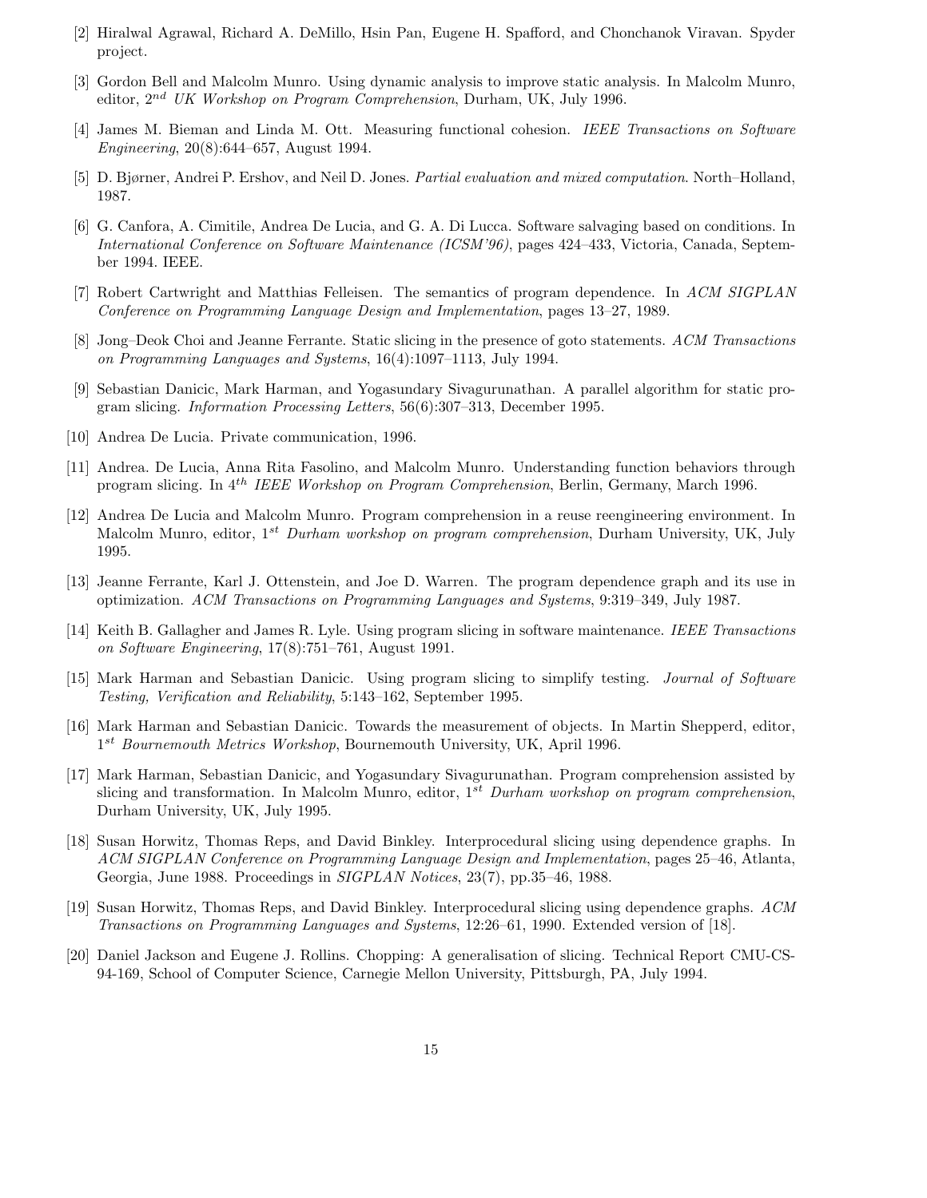[2] Hiralwal Agrawal, Richard A. DeMillo, Hsin Pan, Eugene H. Spafford, and Chonchanok Viravan. Spyder project.

[3] Gordon Bell and Malcolm Munro. Using dynamic analysis to improve static analysis. In Malcolm Munro, editor, $2^{nd}$ *UK Workshop on Program Comprehension*, Durham, UK, July 1996.

[4] James M. Bieman and Linda M. Ott. Measuring functional cohesion. *IEEE Transactions on Software Engineering*, 20(8):644–657, August 1994.

[5] D. Bjørner, Andrei P. Ershov, and Neil D. Jones. *Partial evaluation and mixed computation*. North–Holland, 1987.

[6] G. Canfora, A. Cimitile, Andrea De Lucia, and G. A. Di Lucca. Software salvaging based on conditions. In *International Conference on Software Maintenance (ICSM'96)*, pages 424–433, Victoria, Canada, September 1994. IEEE.

[7] Robert Cartwright and Matthias Felleisen. The semantics of program dependence. In *ACM SIGPLAN Conference on Programming Language Design and Implementation*, pages 13–27, 1989.

[8] Jong–Deok Choi and Jeanne Ferrante. Static slicing in the presence of goto statements. *ACM Transactions on Programming Languages and Systems*, 16(4):1097–1113, July 1994.

[9] Sebastian Danicic, Mark Harman, and Yogasundary Sivagurunathan. A parallel algorithm for static program slicing. *Information Processing Letters*, 56(6):307–313, December 1995.

[10] Andrea De Lucia. Private communication, 1996.

[11] Andrea. De Lucia, Anna Rita Fasolino, and Malcolm Munro. Understanding function behaviors through program slicing. In $4^{th}$ *IEEE Workshop on Program Comprehension*, Berlin, Germany, March 1996.

[12] Andrea De Lucia and Malcolm Munro. Program comprehension in a reuse reengineering environment. In Malcolm Munro, editor, $1^{st}$ *Durham workshop on program comprehension*, Durham University, UK, July 1995.

[13] Jeanne Ferrante, Karl J. Ottenstein, and Joe D. Warren. The program dependence graph and its use in optimization. *ACM Transactions on Programming Languages and Systems*, 9:319–349, July 1987.

[14] Keith B. Gallagher and James R. Lyle. Using program slicing in software maintenance. *IEEE Transactions on Software Engineering*, 17(8):751–761, August 1991.

[15] Mark Harman and Sebastian Danicic. Using program slicing to simplify testing. *Journal of Software Testing, Verification and Reliability*, 5:143–162, September 1995.

[16] Mark Harman and Sebastian Danicic. Towards the measurement of objects. In Martin Shepperd, editor, $1^{st}$ *Bournemouth Metrics Workshop*, Bournemouth University, UK, April 1996.

[17] Mark Harman, Sebastian Danicic, and Yogasundary Sivagurunathan. Program comprehension assisted by slicing and transformation. In Malcolm Munro, editor, $1^{st}$ *Durham workshop on program comprehension*, Durham University, UK, July 1995.

[18] Susan Horwitz, Thomas Reps, and David Binkley. Interprocedural slicing using dependence graphs. In *ACM SIGPLAN Conference on Programming Language Design and Implementation*, pages 25–46, Atlanta, Georgia, June 1988. Proceedings in *SIGPLAN Notices*, 23(7), pp.35–46, 1988.

[19] Susan Horwitz, Thomas Reps, and David Binkley. Interprocedural slicing using dependence graphs. *ACM Transactions on Programming Languages and Systems*, 12:26–61, 1990. Extended version of [18].

[20] Daniel Jackson and Eugene J. Rollins. Chopping: A generalisation of slicing. Technical Report CMU-CS-94-169, School of Computer Science, Carnegie Mellon University, Pittsburgh, PA, July 1994.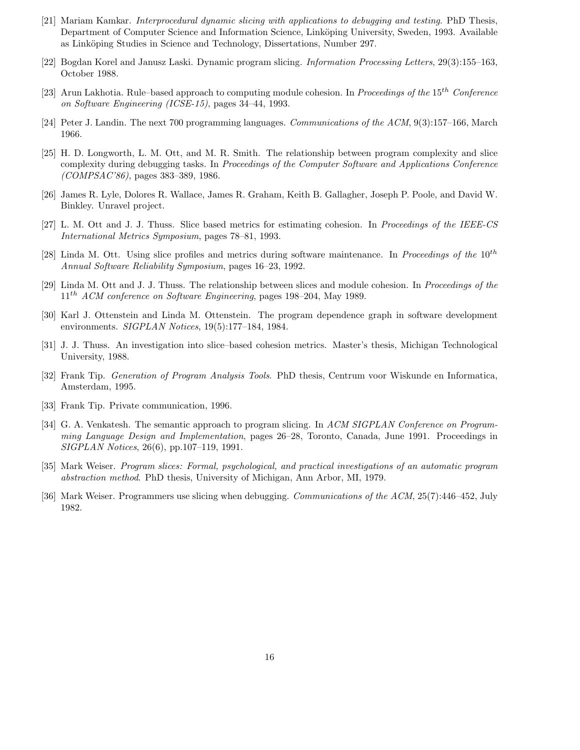[21] Mariam Kamkar. *Interprocedural dynamic slicing with applications to debugging and testing*. PhD Thesis, Department of Computer Science and Information Science, Linköping University, Sweden, 1993. Available as Linköping Studies in Science and Technology, Dissertations, Number 297.

[22] Bogdan Korel and Janusz Laski. Dynamic program slicing. *Information Processing Letters*, 29(3):155–163, October 1988.

[23] Arun Lakhotia. Rule–based approach to computing module cohesion. In *Proceedings of the* $15^{th}$ *Conference on Software Engineering (ICSE-15)*, pages 34–44, 1993.

[24] Peter J. Landin. The next 700 programming languages. *Communications of the ACM*, 9(3):157–166, March 1966.

[25] H. D. Longworth, L. M. Ott, and M. R. Smith. The relationship between program complexity and slice complexity during debugging tasks. In *Proceedings of the Computer Software and Applications Conference (COMPSAC'86)*, pages 383–389, 1986.

[26] James R. Lyle, Dolores R. Wallace, James R. Graham, Keith B. Gallagher, Joseph P. Poole, and David W. Binkley. Unravel project.

[27] L. M. Ott and J. J. Thuss. Slice based metrics for estimating cohesion. In *Proceedings of the IEEE-CS International Metrics Symposium*, pages 78–81, 1993.

[28] Linda M. Ott. Using slice profiles and metrics during software maintenance. In *Proceedings of the* $10^{th}$ *Annual Software Reliability Symposium*, pages 16–23, 1992.

[29] Linda M. Ott and J. J. Thuss. The relationship between slices and module cohesion. In *Proceedings of the* $11^{th}$ *ACM conference on Software Engineering*, pages 198–204, May 1989.

[30] Karl J. Ottenstein and Linda M. Ottenstein. The program dependence graph in software development environments. *SIGPLAN Notices*, 19(5):177–184, 1984.

[31] J. J. Thuss. An investigation into slice–based cohesion metrics. Master's thesis, Michigan Technological University, 1988.

[32] Frank Tip. *Generation of Program Analysis Tools*. PhD thesis, Centrum voor Wiskunde en Informatica, Amsterdam, 1995.

[33] Frank Tip. Private communication, 1996.

[34] G. A. Venkatesh. The semantic approach to program slicing. In *ACM SIGPLAN Conference on Programming Language Design and Implementation*, pages 26–28, Toronto, Canada, June 1991. Proceedings in *SIGPLAN Notices*, 26(6), pp.107–119, 1991.

[35] Mark Weiser. *Program slices: Formal, psychological, and practical investigations of an automatic program abstraction method*. PhD thesis, University of Michigan, Ann Arbor, MI, 1979.

[36] Mark Weiser. Programmers use slicing when debugging. *Communications of the ACM*, 25(7):446–452, July 1982.